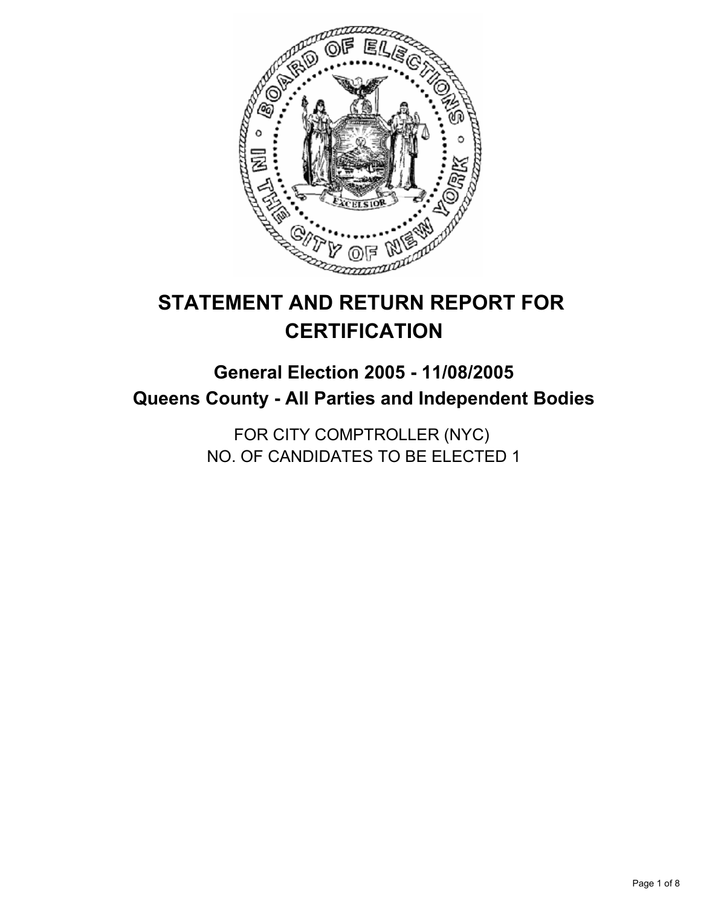# STATEMENT AND RETURN REPORT FOR CERTIFICATION

## General Election 2005 - 11/08/2005
## Queens County - All Parties and Independent Bodies

FOR CITY COMPTROLLER (NYC)
NO. OF CANDIDATES TO BE ELECTED 1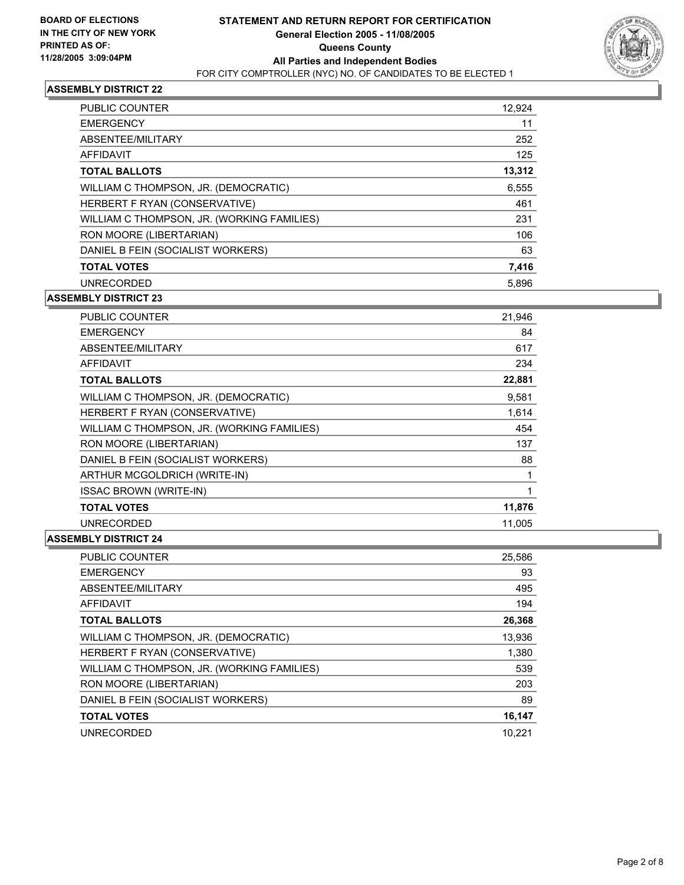**BOARD OF ELECTIONS IN THE CITY OF NEW YORK PRINTED AS OF: 11/28/2005 3:09:04PM**

# STATEMENT AND RETURN REPORT FOR CERTIFICATION
## General Election 2005 - 11/08/2005
## Queens County
## All Parties and Independent Bodies
FOR CITY COMPTROLLER (NYC) NO. OF CANDIDATES TO BE ELECTED 1

### ASSEMBLY DISTRICT 22

| | |
|---|---|
| PUBLIC COUNTER | 12,924 |
| EMERGENCY | 11 |
| ABSENTEE/MILITARY | 252 |
| AFFIDAVIT | 125 |
| **TOTAL BALLOTS** | **13,312** |
| WILLIAM C THOMPSON, JR. (DEMOCRATIC) | 6,555 |
| HERBERT F RYAN (CONSERVATIVE) | 461 |
| WILLIAM C THOMPSON, JR. (WORKING FAMILIES) | 231 |
| RON MOORE (LIBERTARIAN) | 106 |
| DANIEL B FEIN (SOCIALIST WORKERS) | 63 |
| **TOTAL VOTES** | **7,416** |
| UNRECORDED | 5,896 |

### ASSEMBLY DISTRICT 23

| | |
|---|---|
| PUBLIC COUNTER | 21,946 |
| EMERGENCY | 84 |
| ABSENTEE/MILITARY | 617 |
| AFFIDAVIT | 234 |
| **TOTAL BALLOTS** | **22,881** |
| WILLIAM C THOMPSON, JR. (DEMOCRATIC) | 9,581 |
| HERBERT F RYAN (CONSERVATIVE) | 1,614 |
| WILLIAM C THOMPSON, JR. (WORKING FAMILIES) | 454 |
| RON MOORE (LIBERTARIAN) | 137 |
| DANIEL B FEIN (SOCIALIST WORKERS) | 88 |
| ARTHUR MCGOLDRICH (WRITE-IN) | 1 |
| ISSAC BROWN (WRITE-IN) | 1 |
| **TOTAL VOTES** | **11,876** |
| UNRECORDED | 11,005 |

### ASSEMBLY DISTRICT 24

| | |
|---|---|
| PUBLIC COUNTER | 25,586 |
| EMERGENCY | 93 |
| ABSENTEE/MILITARY | 495 |
| AFFIDAVIT | 194 |
| **TOTAL BALLOTS** | **26,368** |
| WILLIAM C THOMPSON, JR. (DEMOCRATIC) | 13,936 |
| HERBERT F RYAN (CONSERVATIVE) | 1,380 |
| WILLIAM C THOMPSON, JR. (WORKING FAMILIES) | 539 |
| RON MOORE (LIBERTARIAN) | 203 |
| DANIEL B FEIN (SOCIALIST WORKERS) | 89 |
| **TOTAL VOTES** | **16,147** |
| UNRECORDED | 10,221 |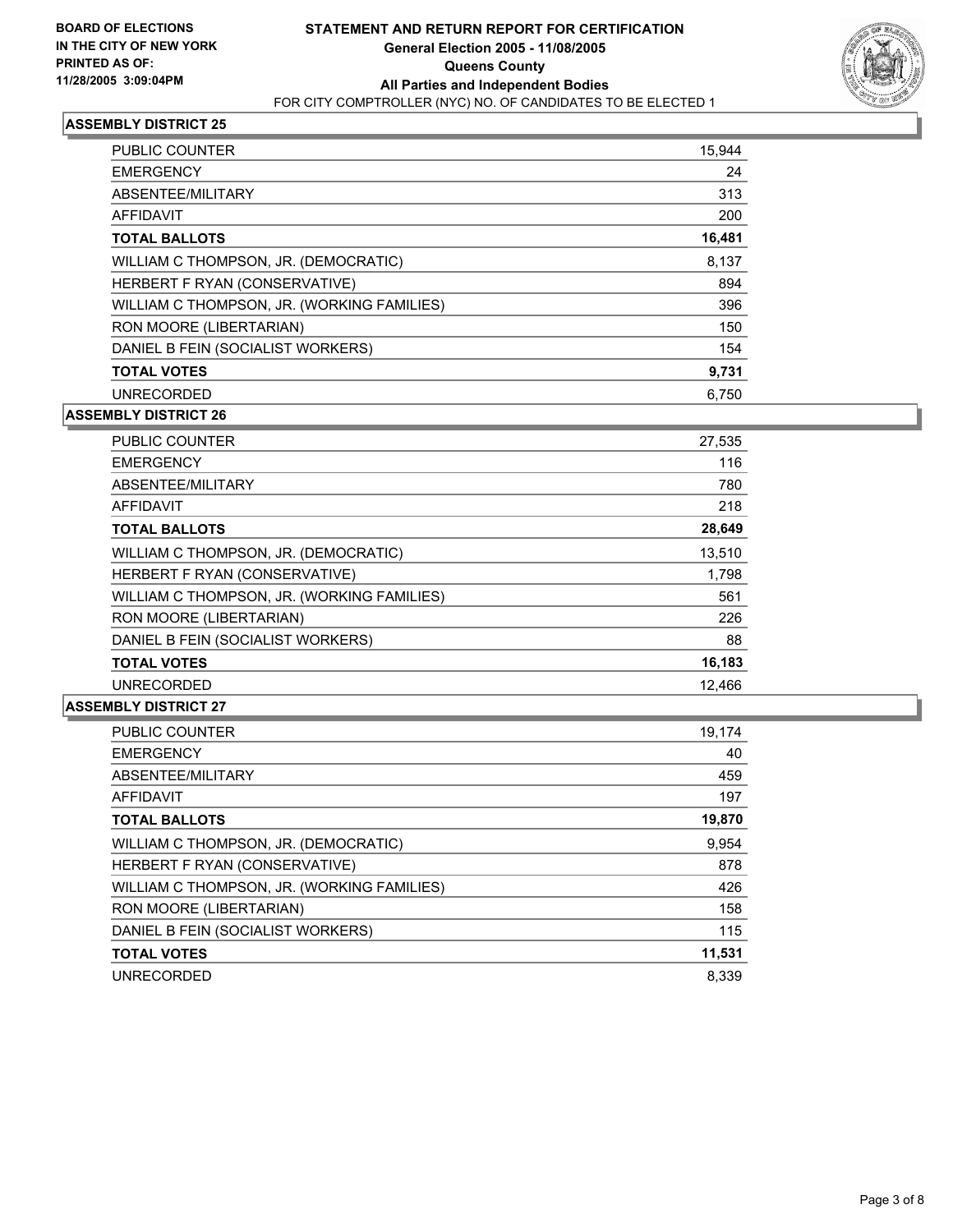**BOARD OF ELECTIONS IN THE CITY OF NEW YORK**
**PRINTED AS OF: 11/28/2005 3:09:04PM**

# STATEMENT AND RETURN REPORT FOR CERTIFICATION
## General Election 2005 - 11/08/2005
## Queens County
## All Parties and Independent Bodies
FOR CITY COMPTROLLER (NYC) NO. OF CANDIDATES TO BE ELECTED 1

### ASSEMBLY DISTRICT 25

| | |
|---|---|
| PUBLIC COUNTER | 15,944 |
| EMERGENCY | 24 |
| ABSENTEE/MILITARY | 313 |
| AFFIDAVIT | 200 |
| **TOTAL BALLOTS** | **16,481** |
| WILLIAM C THOMPSON, JR. (DEMOCRATIC) | 8,137 |
| HERBERT F RYAN (CONSERVATIVE) | 894 |
| WILLIAM C THOMPSON, JR. (WORKING FAMILIES) | 396 |
| RON MOORE (LIBERTARIAN) | 150 |
| DANIEL B FEIN (SOCIALIST WORKERS) | 154 |
| **TOTAL VOTES** | **9,731** |
| UNRECORDED | 6,750 |

### ASSEMBLY DISTRICT 26

| | |
|---|---|
| PUBLIC COUNTER | 27,535 |
| EMERGENCY | 116 |
| ABSENTEE/MILITARY | 780 |
| AFFIDAVIT | 218 |
| **TOTAL BALLOTS** | **28,649** |
| WILLIAM C THOMPSON, JR. (DEMOCRATIC) | 13,510 |
| HERBERT F RYAN (CONSERVATIVE) | 1,798 |
| WILLIAM C THOMPSON, JR. (WORKING FAMILIES) | 561 |
| RON MOORE (LIBERTARIAN) | 226 |
| DANIEL B FEIN (SOCIALIST WORKERS) | 88 |
| **TOTAL VOTES** | **16,183** |
| UNRECORDED | 12,466 |

### ASSEMBLY DISTRICT 27

| | |
|---|---|
| PUBLIC COUNTER | 19,174 |
| EMERGENCY | 40 |
| ABSENTEE/MILITARY | 459 |
| AFFIDAVIT | 197 |
| **TOTAL BALLOTS** | **19,870** |
| WILLIAM C THOMPSON, JR. (DEMOCRATIC) | 9,954 |
| HERBERT F RYAN (CONSERVATIVE) | 878 |
| WILLIAM C THOMPSON, JR. (WORKING FAMILIES) | 426 |
| RON MOORE (LIBERTARIAN) | 158 |
| DANIEL B FEIN (SOCIALIST WORKERS) | 115 |
| **TOTAL VOTES** | **11,531** |
| UNRECORDED | 8,339 |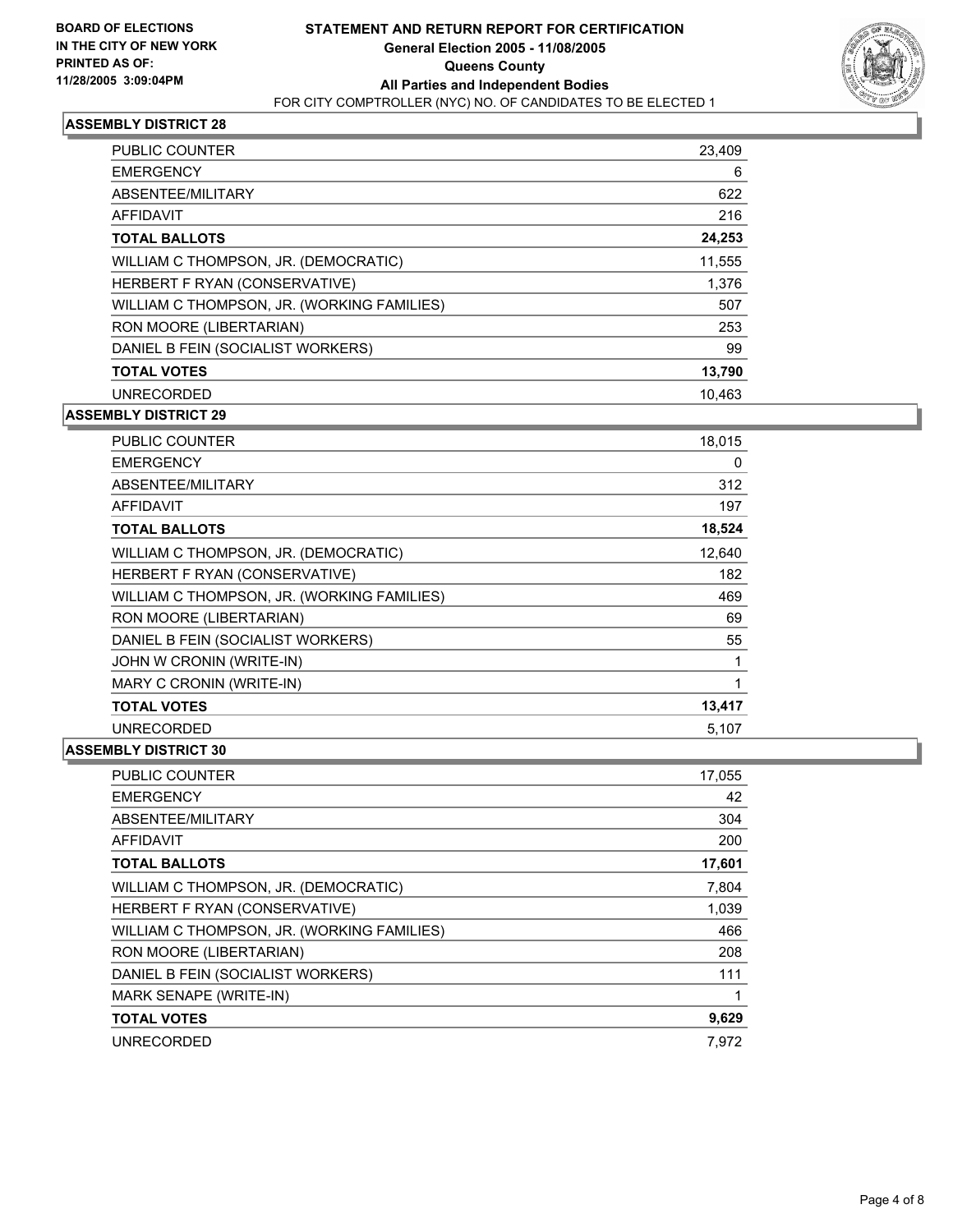**BOARD OF ELECTIONS IN THE CITY OF NEW YORK PRINTED AS OF: 11/28/2005 3:09:04PM**

# STATEMENT AND RETURN REPORT FOR CERTIFICATION
## General Election 2005 - 11/08/2005
## Queens County
## All Parties and Independent Bodies
FOR CITY COMPTROLLER (NYC) NO. OF CANDIDATES TO BE ELECTED 1

### ASSEMBLY DISTRICT 28

| | |
|---|---|
| PUBLIC COUNTER | 23,409 |
| EMERGENCY | 6 |
| ABSENTEE/MILITARY | 622 |
| AFFIDAVIT | 216 |
| **TOTAL BALLOTS** | **24,253** |
| WILLIAM C THOMPSON, JR. (DEMOCRATIC) | 11,555 |
| HERBERT F RYAN (CONSERVATIVE) | 1,376 |
| WILLIAM C THOMPSON, JR. (WORKING FAMILIES) | 507 |
| RON MOORE (LIBERTARIAN) | 253 |
| DANIEL B FEIN (SOCIALIST WORKERS) | 99 |
| **TOTAL VOTES** | **13,790** |
| UNRECORDED | 10,463 |

### ASSEMBLY DISTRICT 29

| | |
|---|---|
| PUBLIC COUNTER | 18,015 |
| EMERGENCY | 0 |
| ABSENTEE/MILITARY | 312 |
| AFFIDAVIT | 197 |
| **TOTAL BALLOTS** | **18,524** |
| WILLIAM C THOMPSON, JR. (DEMOCRATIC) | 12,640 |
| HERBERT F RYAN (CONSERVATIVE) | 182 |
| WILLIAM C THOMPSON, JR. (WORKING FAMILIES) | 469 |
| RON MOORE (LIBERTARIAN) | 69 |
| DANIEL B FEIN (SOCIALIST WORKERS) | 55 |
| JOHN W CRONIN (WRITE-IN) | 1 |
| MARY C CRONIN (WRITE-IN) | 1 |
| **TOTAL VOTES** | **13,417** |
| UNRECORDED | 5,107 |

### ASSEMBLY DISTRICT 30

| | |
|---|---|
| PUBLIC COUNTER | 17,055 |
| EMERGENCY | 42 |
| ABSENTEE/MILITARY | 304 |
| AFFIDAVIT | 200 |
| **TOTAL BALLOTS** | **17,601** |
| WILLIAM C THOMPSON, JR. (DEMOCRATIC) | 7,804 |
| HERBERT F RYAN (CONSERVATIVE) | 1,039 |
| WILLIAM C THOMPSON, JR. (WORKING FAMILIES) | 466 |
| RON MOORE (LIBERTARIAN) | 208 |
| DANIEL B FEIN (SOCIALIST WORKERS) | 111 |
| MARK SENAPE (WRITE-IN) | 1 |
| **TOTAL VOTES** | **9,629** |
| UNRECORDED | 7,972 |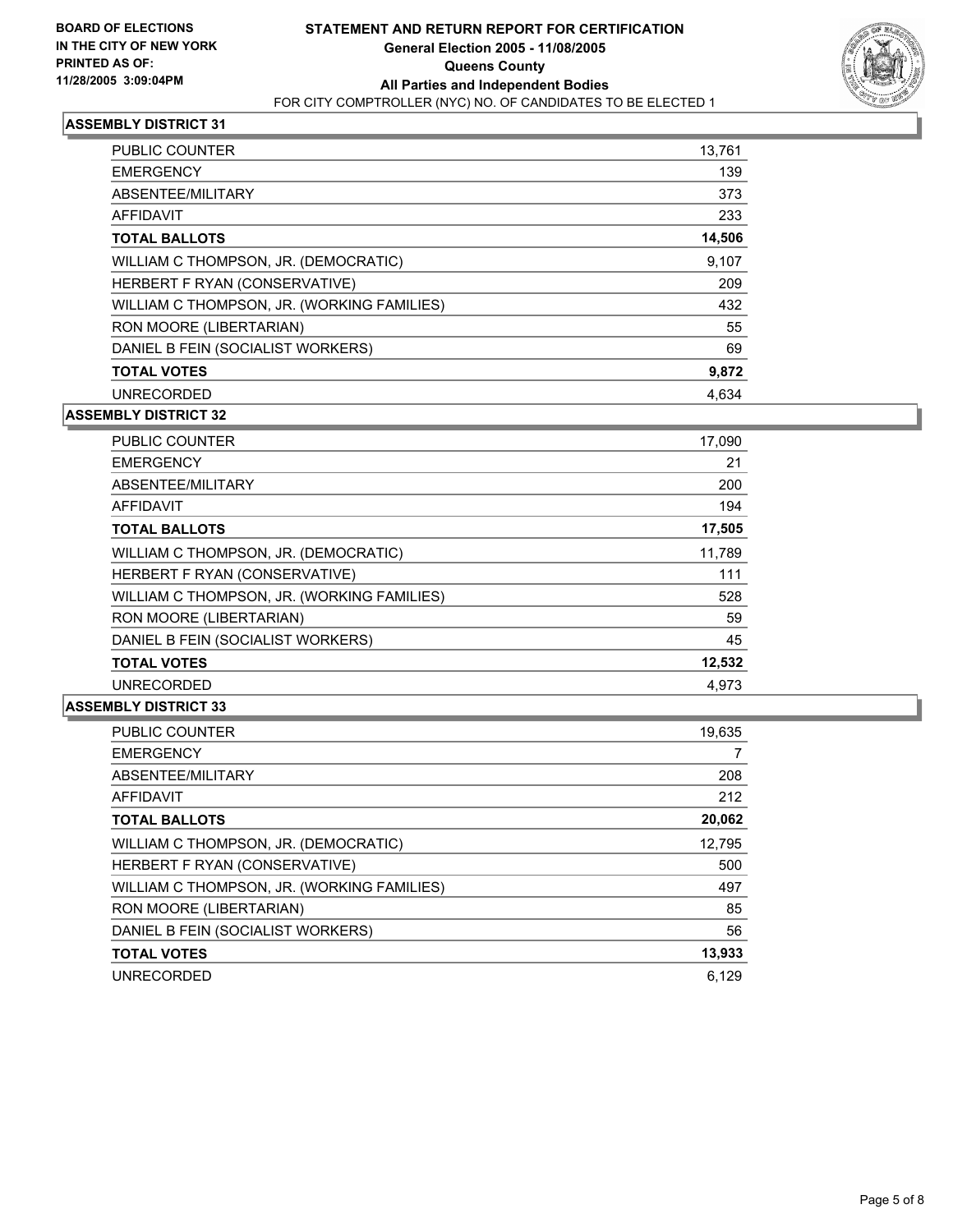**BOARD OF ELECTIONS IN THE CITY OF NEW YORK PRINTED AS OF: 11/28/2005 3:09:04PM**

# STATEMENT AND RETURN REPORT FOR CERTIFICATION
## General Election 2005 - 11/08/2005
## Queens County
## All Parties and Independent Bodies
FOR CITY COMPTROLLER (NYC) NO. OF CANDIDATES TO BE ELECTED 1

### ASSEMBLY DISTRICT 31

| | |
|---|---|
| PUBLIC COUNTER | 13,761 |
| EMERGENCY | 139 |
| ABSENTEE/MILITARY | 373 |
| AFFIDAVIT | 233 |
| **TOTAL BALLOTS** | **14,506** |
| WILLIAM C THOMPSON, JR. (DEMOCRATIC) | 9,107 |
| HERBERT F RYAN (CONSERVATIVE) | 209 |
| WILLIAM C THOMPSON, JR. (WORKING FAMILIES) | 432 |
| RON MOORE (LIBERTARIAN) | 55 |
| DANIEL B FEIN (SOCIALIST WORKERS) | 69 |
| **TOTAL VOTES** | **9,872** |
| UNRECORDED | 4,634 |

### ASSEMBLY DISTRICT 32

| | |
|---|---|
| PUBLIC COUNTER | 17,090 |
| EMERGENCY | 21 |
| ABSENTEE/MILITARY | 200 |
| AFFIDAVIT | 194 |
| **TOTAL BALLOTS** | **17,505** |
| WILLIAM C THOMPSON, JR. (DEMOCRATIC) | 11,789 |
| HERBERT F RYAN (CONSERVATIVE) | 111 |
| WILLIAM C THOMPSON, JR. (WORKING FAMILIES) | 528 |
| RON MOORE (LIBERTARIAN) | 59 |
| DANIEL B FEIN (SOCIALIST WORKERS) | 45 |
| **TOTAL VOTES** | **12,532** |
| UNRECORDED | 4,973 |

### ASSEMBLY DISTRICT 33

| | |
|---|---|
| PUBLIC COUNTER | 19,635 |
| EMERGENCY | 7 |
| ABSENTEE/MILITARY | 208 |
| AFFIDAVIT | 212 |
| **TOTAL BALLOTS** | **20,062** |
| WILLIAM C THOMPSON, JR. (DEMOCRATIC) | 12,795 |
| HERBERT F RYAN (CONSERVATIVE) | 500 |
| WILLIAM C THOMPSON, JR. (WORKING FAMILIES) | 497 |
| RON MOORE (LIBERTARIAN) | 85 |
| DANIEL B FEIN (SOCIALIST WORKERS) | 56 |
| **TOTAL VOTES** | **13,933** |
| UNRECORDED | 6,129 |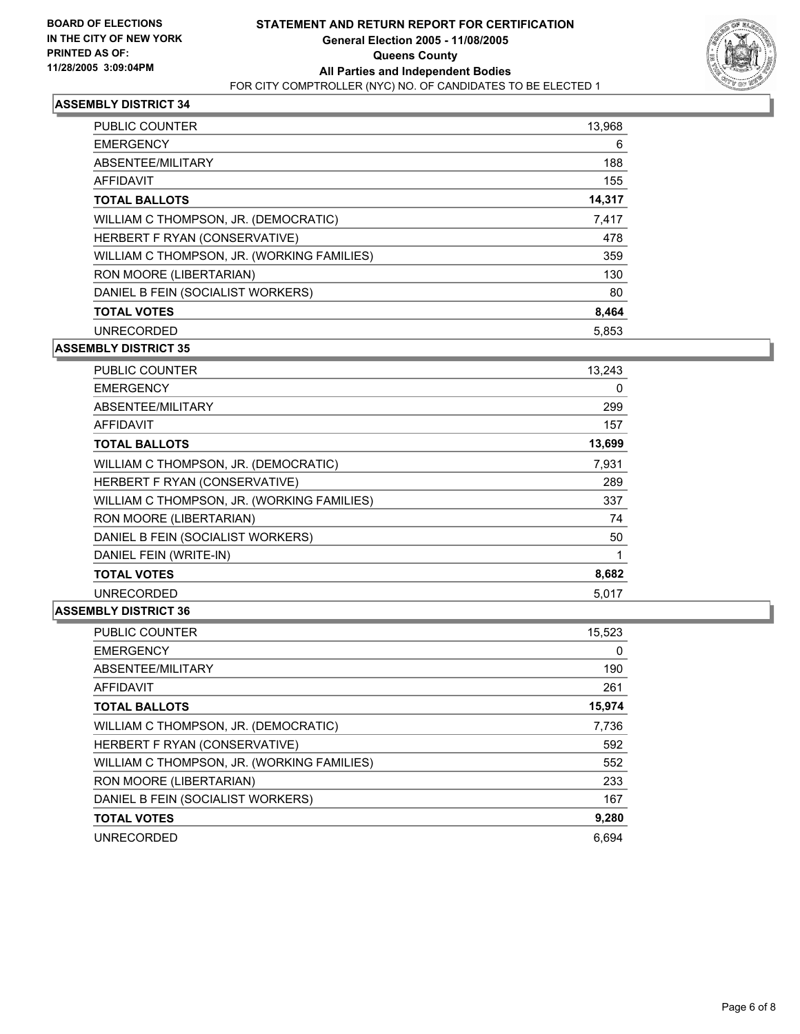**BOARD OF ELECTIONS IN THE CITY OF NEW YORK PRINTED AS OF: 11/28/2005 3:09:04PM**

# STATEMENT AND RETURN REPORT FOR CERTIFICATION
## General Election 2005 - 11/08/2005
## Queens County
## All Parties and Independent Bodies
FOR CITY COMPTROLLER (NYC) NO. OF CANDIDATES TO BE ELECTED 1

### ASSEMBLY DISTRICT 34

| | |
|---|---|
| PUBLIC COUNTER | 13,968 |
| EMERGENCY | 6 |
| ABSENTEE/MILITARY | 188 |
| AFFIDAVIT | 155 |
| **TOTAL BALLOTS** | **14,317** |
| WILLIAM C THOMPSON, JR. (DEMOCRATIC) | 7,417 |
| HERBERT F RYAN (CONSERVATIVE) | 478 |
| WILLIAM C THOMPSON, JR. (WORKING FAMILIES) | 359 |
| RON MOORE (LIBERTARIAN) | 130 |
| DANIEL B FEIN (SOCIALIST WORKERS) | 80 |
| **TOTAL VOTES** | **8,464** |
| UNRECORDED | 5,853 |

### ASSEMBLY DISTRICT 35

| | |
|---|---|
| PUBLIC COUNTER | 13,243 |
| EMERGENCY | 0 |
| ABSENTEE/MILITARY | 299 |
| AFFIDAVIT | 157 |
| **TOTAL BALLOTS** | **13,699** |
| WILLIAM C THOMPSON, JR. (DEMOCRATIC) | 7,931 |
| HERBERT F RYAN (CONSERVATIVE) | 289 |
| WILLIAM C THOMPSON, JR. (WORKING FAMILIES) | 337 |
| RON MOORE (LIBERTARIAN) | 74 |
| DANIEL B FEIN (SOCIALIST WORKERS) | 50 |
| DANIEL FEIN (WRITE-IN) | 1 |
| **TOTAL VOTES** | **8,682** |
| UNRECORDED | 5,017 |

### ASSEMBLY DISTRICT 36

| | |
|---|---|
| PUBLIC COUNTER | 15,523 |
| EMERGENCY | 0 |
| ABSENTEE/MILITARY | 190 |
| AFFIDAVIT | 261 |
| **TOTAL BALLOTS** | **15,974** |
| WILLIAM C THOMPSON, JR. (DEMOCRATIC) | 7,736 |
| HERBERT F RYAN (CONSERVATIVE) | 592 |
| WILLIAM C THOMPSON, JR. (WORKING FAMILIES) | 552 |
| RON MOORE (LIBERTARIAN) | 233 |
| DANIEL B FEIN (SOCIALIST WORKERS) | 167 |
| **TOTAL VOTES** | **9,280** |
| UNRECORDED | 6,694 |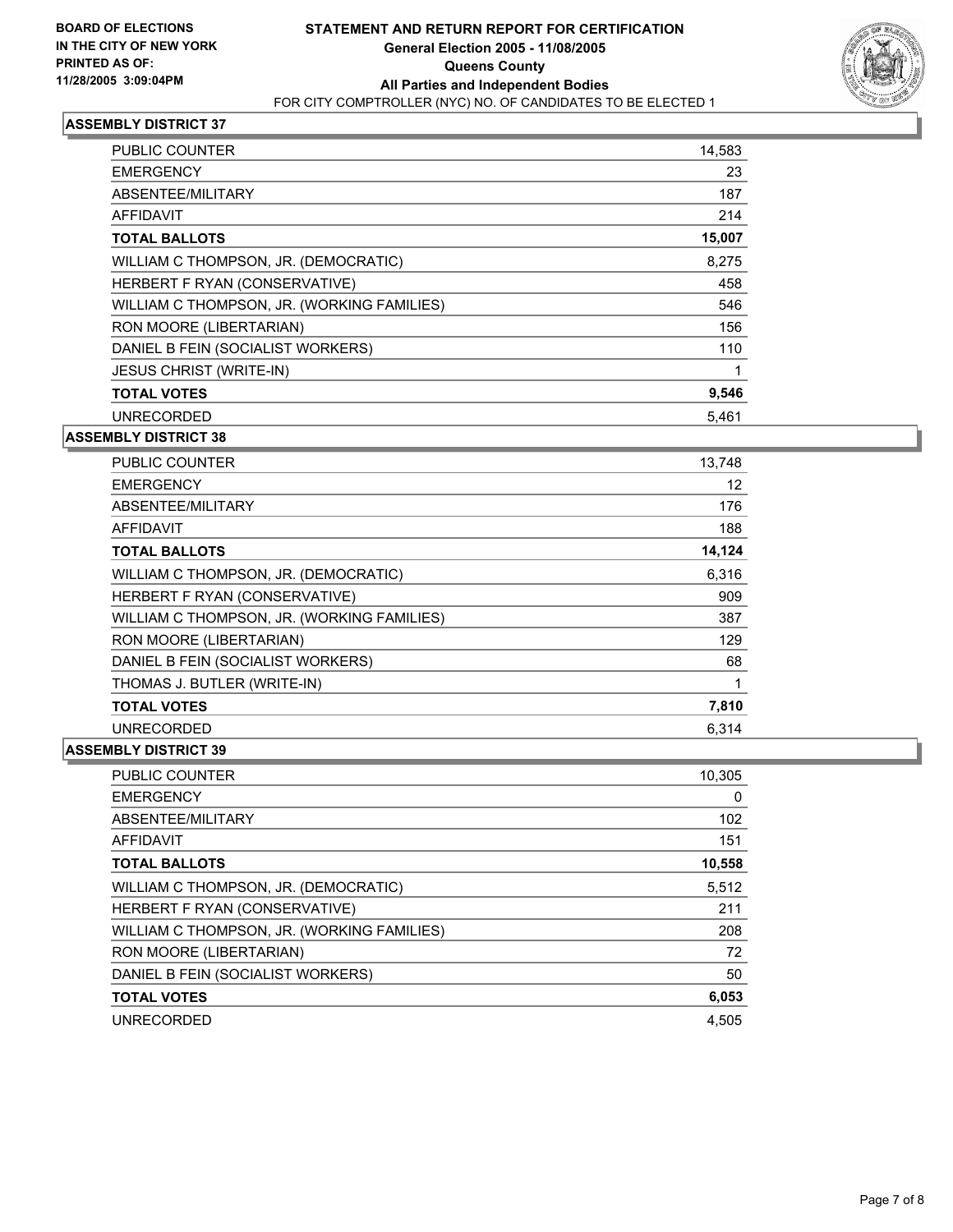**BOARD OF ELECTIONS IN THE CITY OF NEW YORK PRINTED AS OF: 11/28/2005 3:09:04PM**

# STATEMENT AND RETURN REPORT FOR CERTIFICATION
## General Election 2005 - 11/08/2005
## Queens County
## All Parties and Independent Bodies
FOR CITY COMPTROLLER (NYC) NO. OF CANDIDATES TO BE ELECTED 1

### ASSEMBLY DISTRICT 37

| | |
|---|---|
| PUBLIC COUNTER | 14,583 |
| EMERGENCY | 23 |
| ABSENTEE/MILITARY | 187 |
| AFFIDAVIT | 214 |
| **TOTAL BALLOTS** | **15,007** |
| WILLIAM C THOMPSON, JR. (DEMOCRATIC) | 8,275 |
| HERBERT F RYAN (CONSERVATIVE) | 458 |
| WILLIAM C THOMPSON, JR. (WORKING FAMILIES) | 546 |
| RON MOORE (LIBERTARIAN) | 156 |
| DANIEL B FEIN (SOCIALIST WORKERS) | 110 |
| JESUS CHRIST (WRITE-IN) | 1 |
| **TOTAL VOTES** | **9,546** |
| UNRECORDED | 5,461 |

### ASSEMBLY DISTRICT 38

| | |
|---|---|
| PUBLIC COUNTER | 13,748 |
| EMERGENCY | 12 |
| ABSENTEE/MILITARY | 176 |
| AFFIDAVIT | 188 |
| **TOTAL BALLOTS** | **14,124** |
| WILLIAM C THOMPSON, JR. (DEMOCRATIC) | 6,316 |
| HERBERT F RYAN (CONSERVATIVE) | 909 |
| WILLIAM C THOMPSON, JR. (WORKING FAMILIES) | 387 |
| RON MOORE (LIBERTARIAN) | 129 |
| DANIEL B FEIN (SOCIALIST WORKERS) | 68 |
| THOMAS J. BUTLER (WRITE-IN) | 1 |
| **TOTAL VOTES** | **7,810** |
| UNRECORDED | 6,314 |

### ASSEMBLY DISTRICT 39

| | |
|---|---|
| PUBLIC COUNTER | 10,305 |
| EMERGENCY | 0 |
| ABSENTEE/MILITARY | 102 |
| AFFIDAVIT | 151 |
| **TOTAL BALLOTS** | **10,558** |
| WILLIAM C THOMPSON, JR. (DEMOCRATIC) | 5,512 |
| HERBERT F RYAN (CONSERVATIVE) | 211 |
| WILLIAM C THOMPSON, JR. (WORKING FAMILIES) | 208 |
| RON MOORE (LIBERTARIAN) | 72 |
| DANIEL B FEIN (SOCIALIST WORKERS) | 50 |
| **TOTAL VOTES** | **6,053** |
| UNRECORDED | 4,505 |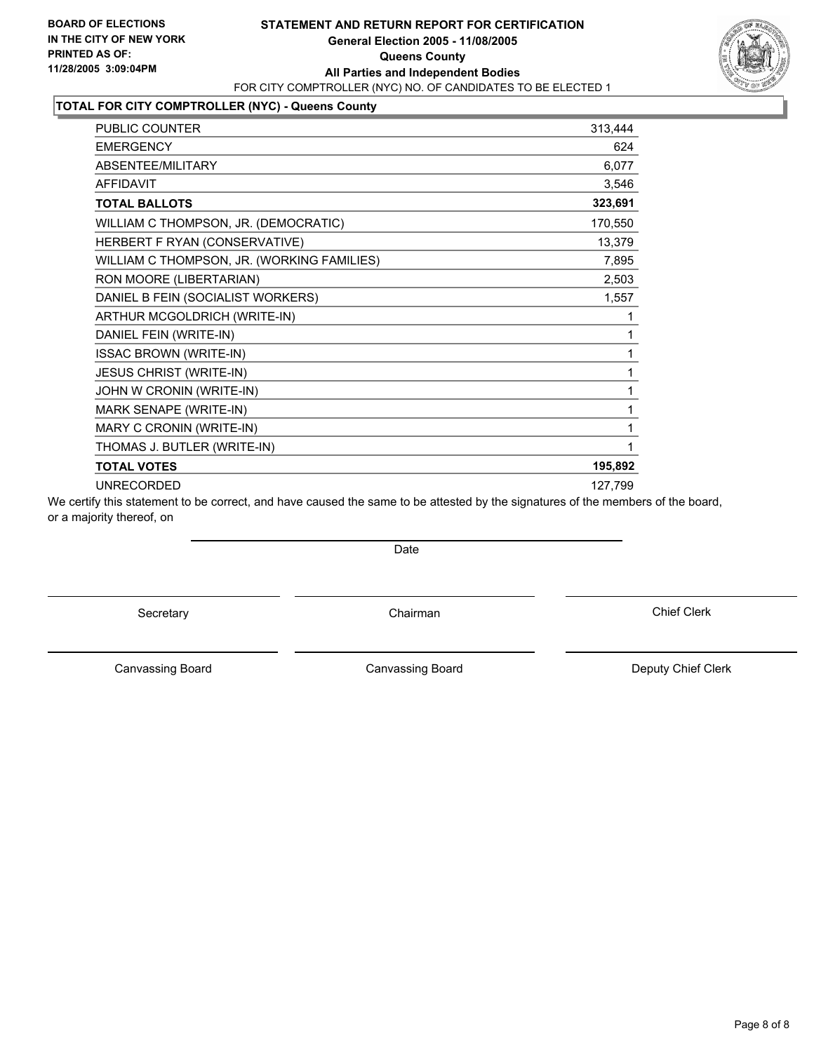**BOARD OF ELECTIONS IN THE CITY OF NEW YORK PRINTED AS OF: 11/28/2005 3:09:04PM**

# STATEMENT AND RETURN REPORT FOR CERTIFICATION

**General Election 2005 - 11/08/2005**

**Queens County**

**All Parties and Independent Bodies**

FOR CITY COMPTROLLER (NYC) NO. OF CANDIDATES TO BE ELECTED 1

## TOTAL FOR CITY COMPTROLLER (NYC) - Queens County

| | |
|---|---|
| PUBLIC COUNTER | 313,444 |
| EMERGENCY | 624 |
| ABSENTEE/MILITARY | 6,077 |
| AFFIDAVIT | 3,546 |
| **TOTAL BALLOTS** | **323,691** |
| WILLIAM C THOMPSON, JR. (DEMOCRATIC) | 170,550 |
| HERBERT F RYAN (CONSERVATIVE) | 13,379 |
| WILLIAM C THOMPSON, JR. (WORKING FAMILIES) | 7,895 |
| RON MOORE (LIBERTARIAN) | 2,503 |
| DANIEL B FEIN (SOCIALIST WORKERS) | 1,557 |
| ARTHUR MCGOLDRICH (WRITE-IN) | 1 |
| DANIEL FEIN (WRITE-IN) | 1 |
| ISSAC BROWN (WRITE-IN) | 1 |
| JESUS CHRIST (WRITE-IN) | 1 |
| JOHN W CRONIN (WRITE-IN) | 1 |
| MARK SENAPE (WRITE-IN) | 1 |
| MARY C CRONIN (WRITE-IN) | 1 |
| THOMAS J. BUTLER (WRITE-IN) | 1 |
| **TOTAL VOTES** | **195,892** |
| UNRECORDED | 127,799 |

We certify this statement to be correct, and have caused the same to be attested by the signatures of the members of the board, or a majority thereof, on

Date

Secretary | Chairman | Chief Clerk

Canvassing Board | Canvassing Board | Deputy Chief Clerk